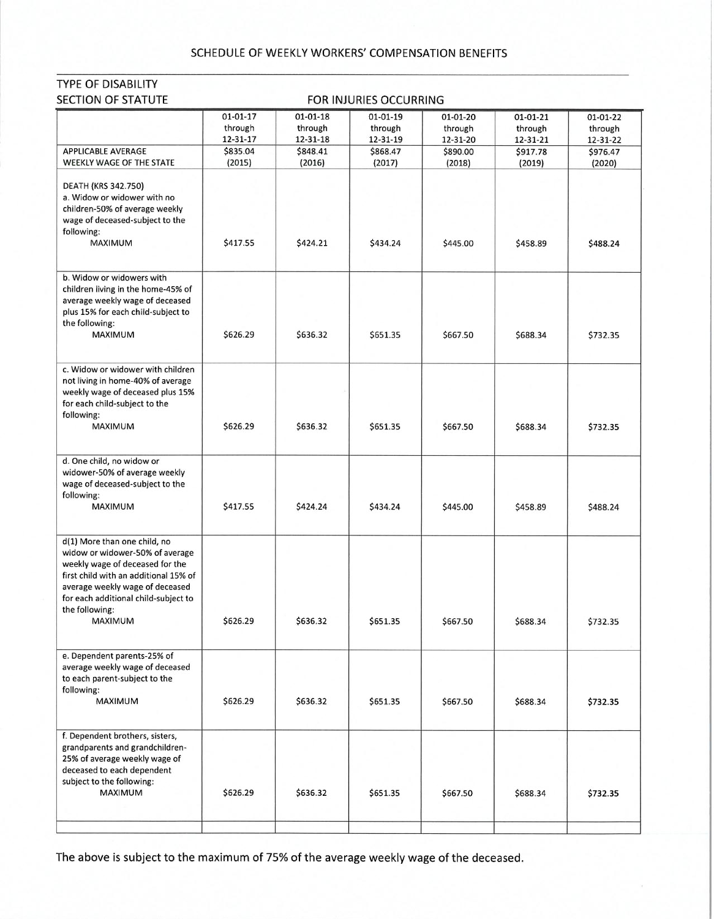# SCHEDULE OF WEEKLY WORKERS' COMPENSATION BENEFITS

TYPE OF DISABILITY
SECTION OF STATUTE

| | FOR INJURIES OCCURRING | | | | | |
|---|---|---|---|---|---|---|
| | 01-01-17 through 12-31-17 | 01-01-18 through 12-31-18 | 01-01-19 through 12-31-19 | 01-01-20 through 12-31-20 | 01-01-21 through 12-31-21 | 01-01-22 through 12-31-22 |
| APPLICABLE AVERAGE WEEKLY WAGE OF THE STATE | \$835.04 (2015) | \$848.41 (2016) | \$868.47 (2017) | \$890.00 (2018) | \$917.78 (2019) | \$976.47 (2020) |
| DEATH (KRS 342.750) a. Widow or widower with no children-50% of average weekly wage of deceased-subject to the following: MAXIMUM | \$417.55 | \$424.21 | \$434.24 | \$445.00 | \$458.89 | \$488.24 |
| b. Widow or widowers with children living in the home-45% of average weekly wage of deceased plus 15% for each child-subject to the following: MAXIMUM | \$626.29 | \$636.32 | \$651.35 | \$667.50 | \$688.34 | \$732.35 |
| c. Widow or widower with children not living in home-40% of average weekly wage of deceased plus 15% for each child-subject to the following: MAXIMUM | \$626.29 | \$636.32 | \$651.35 | \$667.50 | \$688.34 | \$732.35 |
| d. One child, no widow or widower-50% of average weekly wage of deceased-subject to the following: MAXIMUM | \$417.55 | \$424.24 | \$434.24 | \$445.00 | \$458.89 | \$488.24 |
| d(1) More than one child, no widow or widower-50% of average weekly wage of deceased for the first child with an additional 15% of average weekly wage of deceased for each additional child-subject to the following: MAXIMUM | \$626.29 | \$636.32 | \$651.35 | \$667.50 | \$688.34 | \$732.35 |
| e. Dependent parents-25% of average weekly wage of deceased to each parent-subject to the following: MAXIMUM | \$626.29 | \$636.32 | \$651.35 | \$667.50 | \$688.34 | \$732.35 |
| f. Dependent brothers, sisters, grandparents and grandchildren-25% of average weekly wage of deceased to each dependent subject to the following: MAXIMUM | \$626.29 | \$636.32 | \$651.35 | \$667.50 | \$688.34 | \$732.35 |

The above is subject to the maximum of 75% of the average weekly wage of the deceased.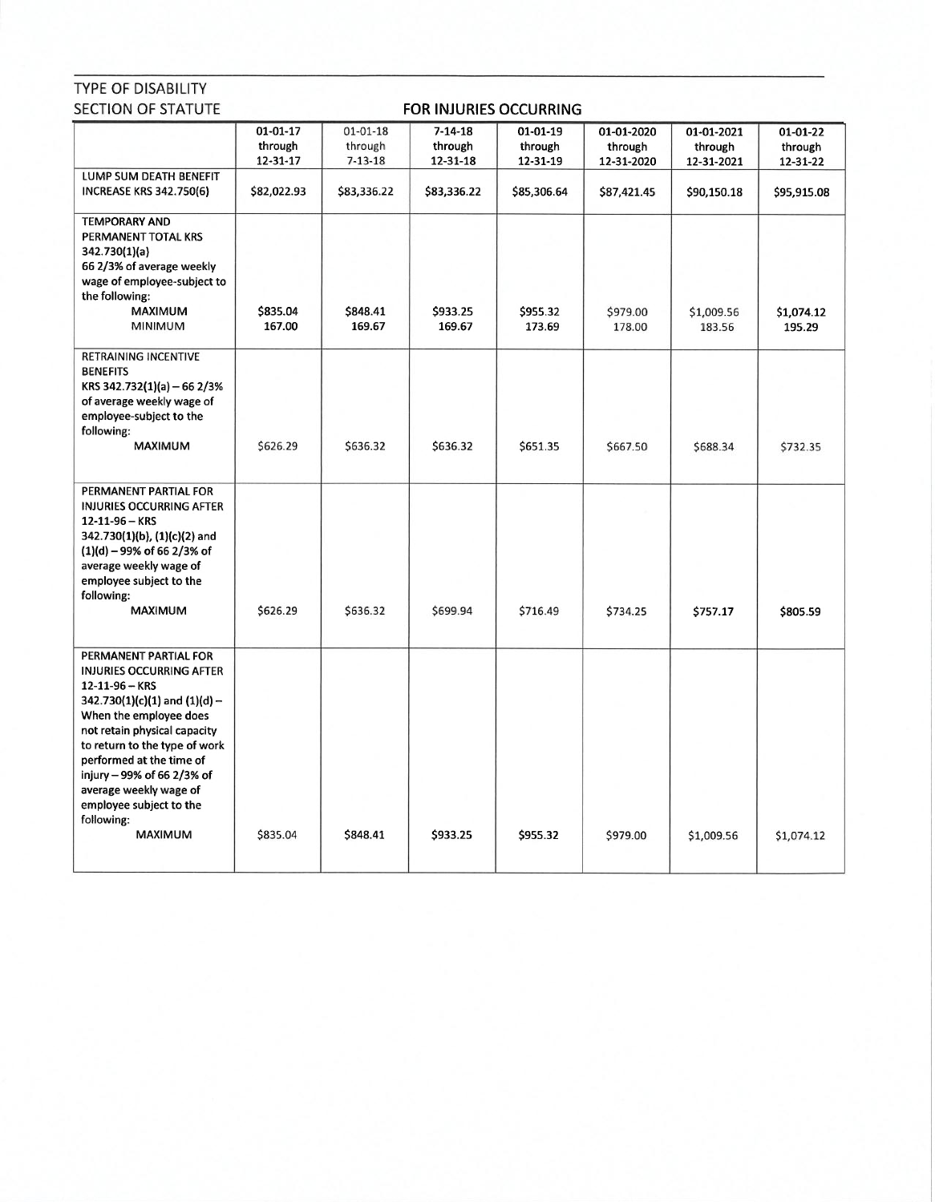TYPE OF DISABILITY
SECTION OF STATUTE

**FOR INJURIES OCCURRING**

| | 01-01-17 through 12-31-17 | 01-01-18 through 7-13-18 | 7-14-18 through 12-31-18 | 01-01-19 through 12-31-19 | 01-01-2020 through 12-31-2020 | 01-01-2021 through 12-31-2021 | 01-01-22 through 12-31-22 |
|---|---|---|---|---|---|---|---|
| LUMP SUM DEATH BENEFIT INCREASE KRS 342.750(6) | $82,022.93 | $83,336.22 | $83,336.22 | $85,306.64 | $87,421.45 | $90,150.18 | $95,915.08 |
| TEMPORARY AND PERMANENT TOTAL KRS 342.730(1)(a) 66 2/3% of average weekly wage of employee-subject to the following: MAXIMUM / MINIMUM | $835.04 / 167.00 | $848.41 / 169.67 | $933.25 / 169.67 | $955.32 / 173.69 | $979.00 / 178.00 | $1,009.56 / 183.56 | $1,074.12 / 195.29 |
| RETRAINING INCENTIVE BENEFITS KRS 342.732(1)(a) – 66 2/3% of average weekly wage of employee-subject to the following: MAXIMUM | $626.29 | $636.32 | $636.32 | $651.35 | $667.50 | $688.34 | $732.35 |
| PERMANENT PARTIAL FOR INJURIES OCCURRING AFTER 12-11-96 – KRS 342.730(1)(b), (1)(c)(2) and (1)(d) – 99% of 66 2/3% of average weekly wage of employee subject to the following: MAXIMUM | $626.29 | $636.32 | $699.94 | $716.49 | $734.25 | $757.17 | $805.59 |
| PERMANENT PARTIAL FOR INJURIES OCCURRING AFTER 12-11-96 – KRS 342.730(1)(c)(1) and (1)(d) – When the employee does not retain physical capacity to return to the type of work performed at the time of injury – 99% of 66 2/3% of average weekly wage of employee subject to the following: MAXIMUM | $835.04 | $848.41 | $933.25 | $955.32 | $979.00 | $1,009.56 | $1,074.12 |